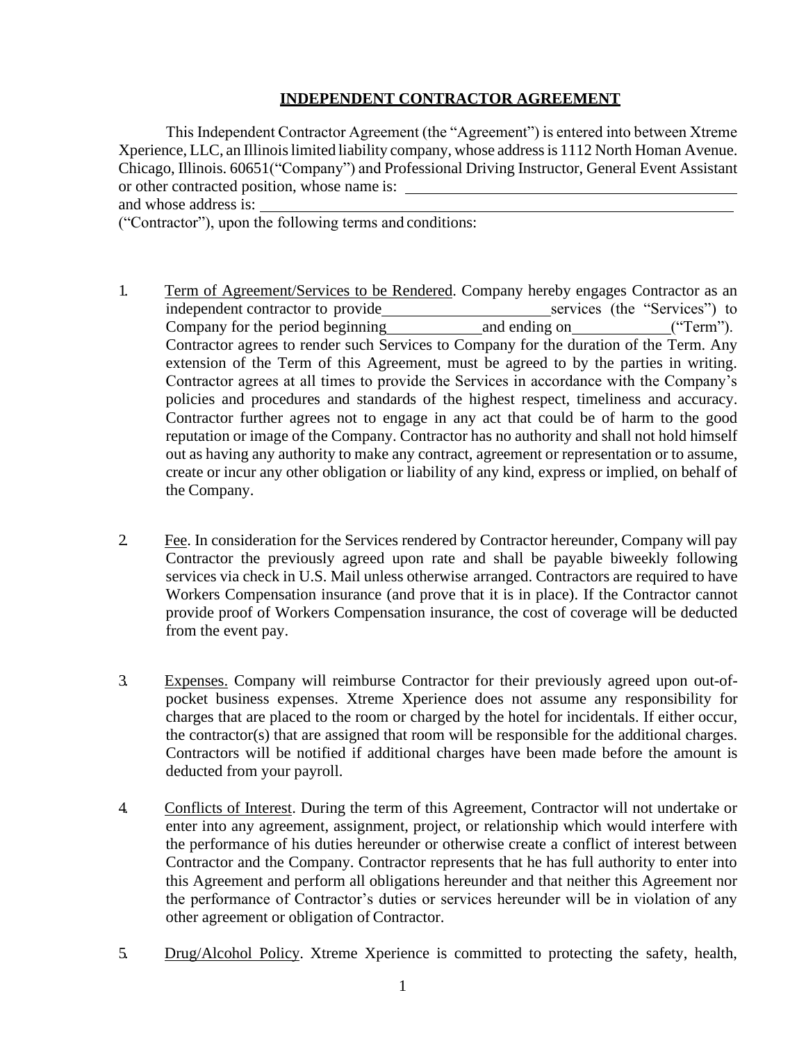# INDEPENDENT CONTRACTOR AGREEMENT

This Independent Contractor Agreement (the "Agreement") is entered into between Xtreme Xperience, LLC, an Illinois limited liability company, whose address is 1112 North Homan Avenue. Chicago, Illinois. 60651("Company") and Professional Driving Instructor, General Event Assistant or other contracted position, whose name is: \_\_\_\_\_\_\_\_\_\_\_\_\_\_\_\_\_\_\_\_\_\_\_\_\_\_\_\_\_\_\_\_\_\_\_\_\_\_\_\_
and whose address is: \_\_\_\_\_\_\_\_\_\_\_\_\_\_\_\_\_\_\_\_\_\_\_\_\_\_\_\_\_\_\_\_\_\_\_\_\_\_\_\_\_\_\_\_\_\_\_\_\_\_\_\_\_\_\_\_
("Contractor"), upon the following terms and conditions:

1. Term of Agreement/Services to be Rendered. Company hereby engages Contractor as an independent contractor to provide\_\_\_\_\_\_\_\_\_\_\_\_\_\_\_\_\_\_\_\_services (the "Services") to Company for the period beginning\_\_\_\_\_\_\_\_\_\_\_\_and ending on\_\_\_\_\_\_\_\_\_\_\_\_("Term"). Contractor agrees to render such Services to Company for the duration of the Term. Any extension of the Term of this Agreement, must be agreed to by the parties in writing. Contractor agrees at all times to provide the Services in accordance with the Company's policies and procedures and standards of the highest respect, timeliness and accuracy. Contractor further agrees not to engage in any act that could be of harm to the good reputation or image of the Company. Contractor has no authority and shall not hold himself out as having any authority to make any contract, agreement or representation or to assume, create or incur any other obligation or liability of any kind, express or implied, on behalf of the Company.

2. Fee. In consideration for the Services rendered by Contractor hereunder, Company will pay Contractor the previously agreed upon rate and shall be payable biweekly following services via check in U.S. Mail unless otherwise arranged. Contractors are required to have Workers Compensation insurance (and prove that it is in place). If the Contractor cannot provide proof of Workers Compensation insurance, the cost of coverage will be deducted from the event pay.

3. Expenses. Company will reimburse Contractor for their previously agreed upon out-of-pocket business expenses. Xtreme Xperience does not assume any responsibility for charges that are placed to the room or charged by the hotel for incidentals. If either occur, the contractor(s) that are assigned that room will be responsible for the additional charges. Contractors will be notified if additional charges have been made before the amount is deducted from your payroll.

4. Conflicts of Interest. During the term of this Agreement, Contractor will not undertake or enter into any agreement, assignment, project, or relationship which would interfere with the performance of his duties hereunder or otherwise create a conflict of interest between Contractor and the Company. Contractor represents that he has full authority to enter into this Agreement and perform all obligations hereunder and that neither this Agreement nor the performance of Contractor's duties or services hereunder will be in violation of any other agreement or obligation of Contractor.

5. Drug/Alcohol Policy. Xtreme Xperience is committed to protecting the safety, health,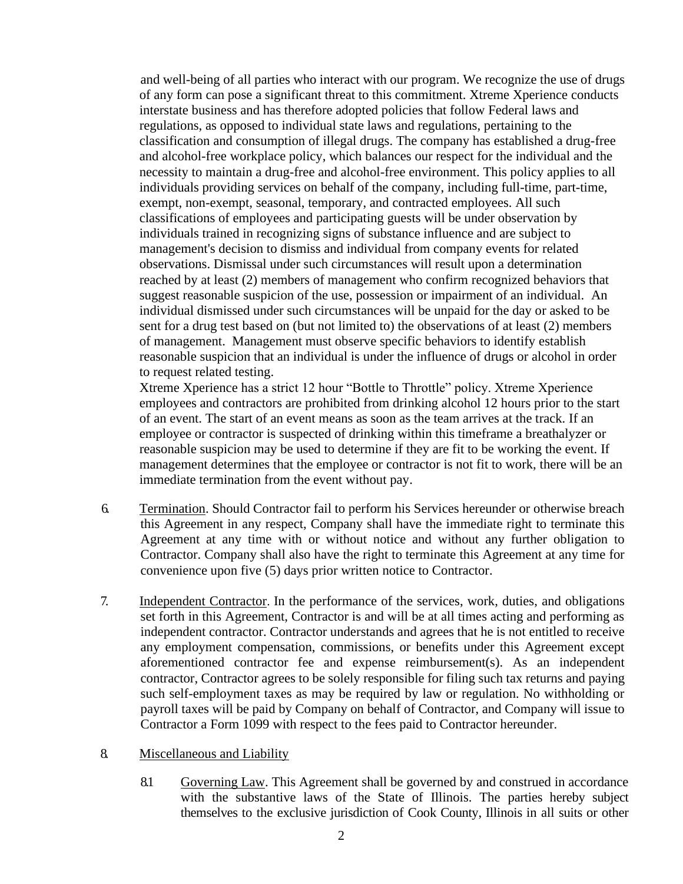and well-being of all parties who interact with our program. We recognize the use of drugs of any form can pose a significant threat to this commitment. Xtreme Xperience conducts interstate business and has therefore adopted policies that follow Federal laws and regulations, as opposed to individual state laws and regulations, pertaining to the classification and consumption of illegal drugs. The company has established a drug-free and alcohol-free workplace policy, which balances our respect for the individual and the necessity to maintain a drug-free and alcohol-free environment. This policy applies to all individuals providing services on behalf of the company, including full-time, part-time, exempt, non-exempt, seasonal, temporary, and contracted employees. All such classifications of employees and participating guests will be under observation by individuals trained in recognizing signs of substance influence and are subject to management's decision to dismiss and individual from company events for related observations. Dismissal under such circumstances will result upon a determination reached by at least (2) members of management who confirm recognized behaviors that suggest reasonable suspicion of the use, possession or impairment of an individual. An individual dismissed under such circumstances will be unpaid for the day or asked to be sent for a drug test based on (but not limited to) the observations of at least (2) members of management. Management must observe specific behaviors to identify establish reasonable suspicion that an individual is under the influence of drugs or alcohol in order to request related testing.

Xtreme Xperience has a strict 12 hour "Bottle to Throttle" policy. Xtreme Xperience employees and contractors are prohibited from drinking alcohol 12 hours prior to the start of an event. The start of an event means as soon as the team arrives at the track. If an employee or contractor is suspected of drinking within this timeframe a breathalyzer or reasonable suspicion may be used to determine if they are fit to be working the event. If management determines that the employee or contractor is not fit to work, there will be an immediate termination from the event without pay.

6. Termination. Should Contractor fail to perform his Services hereunder or otherwise breach this Agreement in any respect, Company shall have the immediate right to terminate this Agreement at any time with or without notice and without any further obligation to Contractor. Company shall also have the right to terminate this Agreement at any time for convenience upon five (5) days prior written notice to Contractor.

7. Independent Contractor. In the performance of the services, work, duties, and obligations set forth in this Agreement, Contractor is and will be at all times acting and performing as independent contractor. Contractor understands and agrees that he is not entitled to receive any employment compensation, commissions, or benefits under this Agreement except aforementioned contractor fee and expense reimbursement(s). As an independent contractor, Contractor agrees to be solely responsible for filing such tax returns and paying such self-employment taxes as may be required by law or regulation. No withholding or payroll taxes will be paid by Company on behalf of Contractor, and Company will issue to Contractor a Form 1099 with respect to the fees paid to Contractor hereunder.

8. Miscellaneous and Liability

8.1 Governing Law. This Agreement shall be governed by and construed in accordance with the substantive laws of the State of Illinois. The parties hereby subject themselves to the exclusive jurisdiction of Cook County, Illinois in all suits or other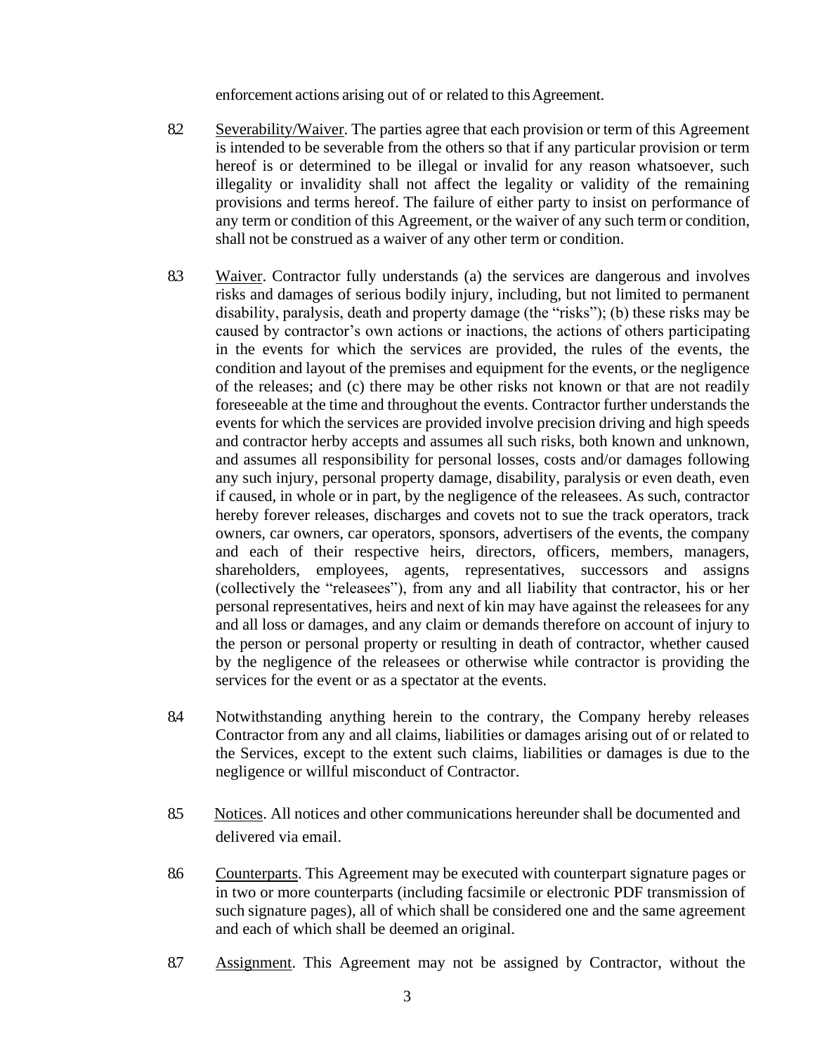enforcement actions arising out of or related to this Agreement.

8.2 Severability/Waiver. The parties agree that each provision or term of this Agreement is intended to be severable from the others so that if any particular provision or term hereof is or determined to be illegal or invalid for any reason whatsoever, such illegality or invalidity shall not affect the legality or validity of the remaining provisions and terms hereof. The failure of either party to insist on performance of any term or condition of this Agreement, or the waiver of any such term or condition, shall not be construed as a waiver of any other term or condition.

8.3 Waiver. Contractor fully understands (a) the services are dangerous and involves risks and damages of serious bodily injury, including, but not limited to permanent disability, paralysis, death and property damage (the "risks"); (b) these risks may be caused by contractor's own actions or inactions, the actions of others participating in the events for which the services are provided, the rules of the events, the condition and layout of the premises and equipment for the events, or the negligence of the releases; and (c) there may be other risks not known or that are not readily foreseeable at the time and throughout the events. Contractor further understands the events for which the services are provided involve precision driving and high speeds and contractor herby accepts and assumes all such risks, both known and unknown, and assumes all responsibility for personal losses, costs and/or damages following any such injury, personal property damage, disability, paralysis or even death, even if caused, in whole or in part, by the negligence of the releasees. As such, contractor hereby forever releases, discharges and covets not to sue the track operators, track owners, car owners, car operators, sponsors, advertisers of the events, the company and each of their respective heirs, directors, officers, members, managers, shareholders, employees, agents, representatives, successors and assigns (collectively the "releasees"), from any and all liability that contractor, his or her personal representatives, heirs and next of kin may have against the releasees for any and all loss or damages, and any claim or demands therefore on account of injury to the person or personal property or resulting in death of contractor, whether caused by the negligence of the releasees or otherwise while contractor is providing the services for the event or as a spectator at the events.

8.4 Notwithstanding anything herein to the contrary, the Company hereby releases Contractor from any and all claims, liabilities or damages arising out of or related to the Services, except to the extent such claims, liabilities or damages is due to the negligence or willful misconduct of Contractor.

8.5 Notices. All notices and other communications hereunder shall be documented and delivered via email.

8.6 Counterparts. This Agreement may be executed with counterpart signature pages or in two or more counterparts (including facsimile or electronic PDF transmission of such signature pages), all of which shall be considered one and the same agreement and each of which shall be deemed an original.

8.7 Assignment. This Agreement may not be assigned by Contractor, without the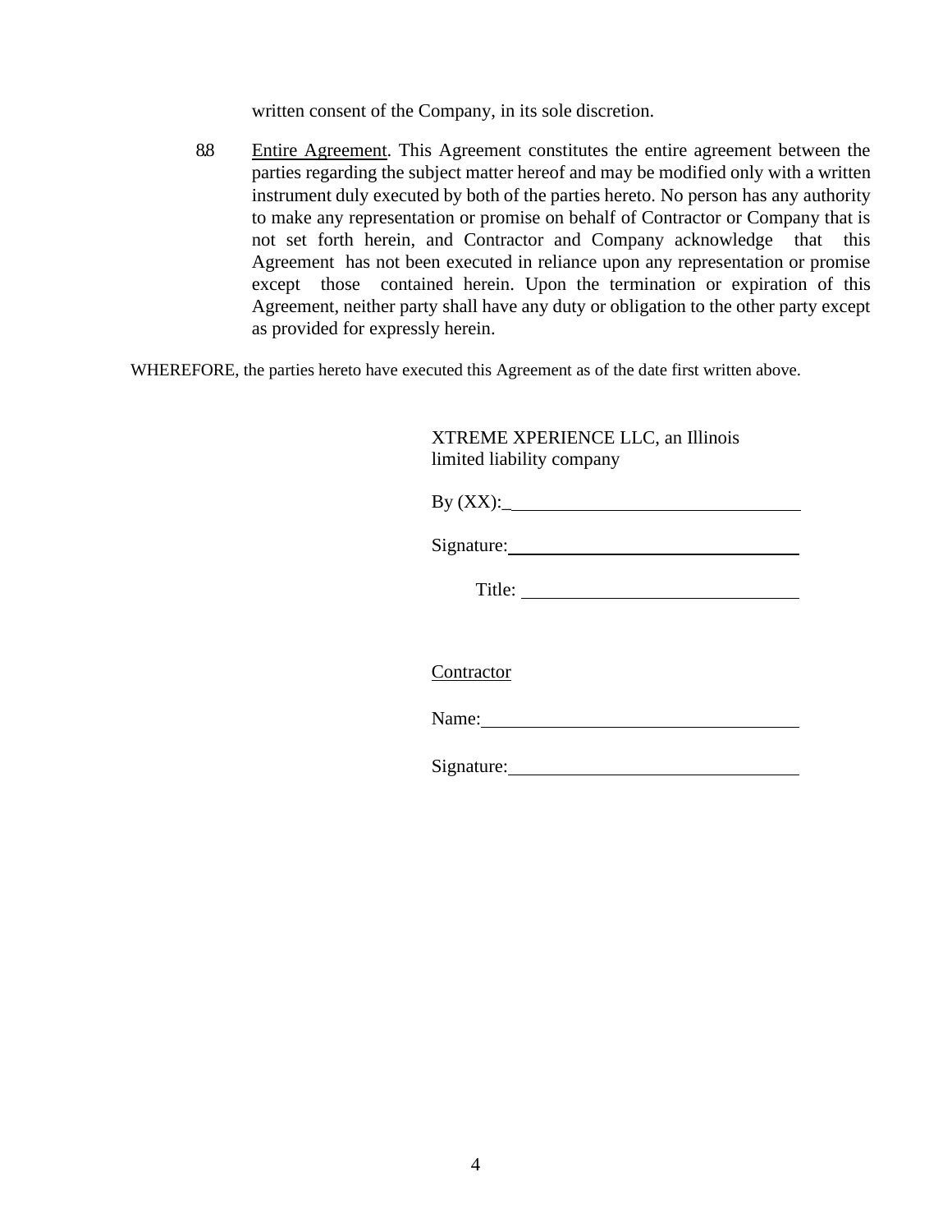written consent of the Company, in its sole discretion.

8.8 Entire Agreement. This Agreement constitutes the entire agreement between the parties regarding the subject matter hereof and may be modified only with a written instrument duly executed by both of the parties hereto. No person has any authority to make any representation or promise on behalf of Contractor or Company that is not set forth herein, and Contractor and Company acknowledge that this Agreement has not been executed in reliance upon any representation or promise except those contained herein. Upon the termination or expiration of this Agreement, neither party shall have any duty or obligation to the other party except as provided for expressly herein.

WHEREFORE, the parties hereto have executed this Agreement as of the date first written above.

XTREME XPERIENCE LLC, an Illinois limited liability company

By (XX):________________________________

Signature:________________________________

Title: ________________________________

Contractor

Name:________________________________

Signature:________________________________